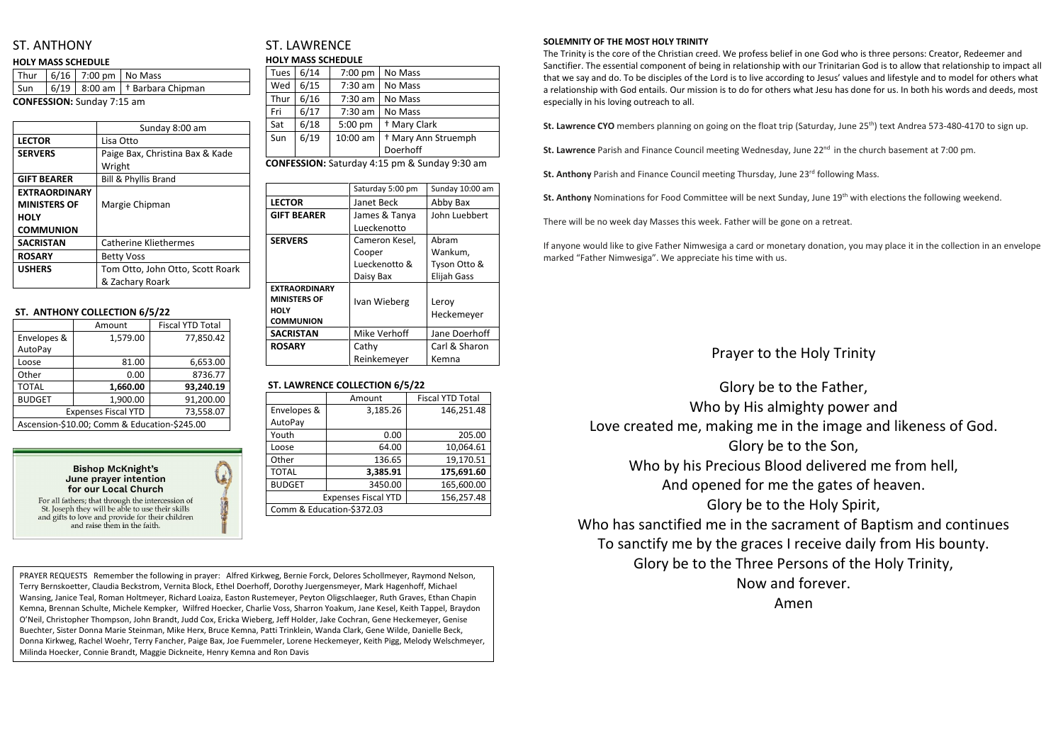## ST. ANTHONY

### HOLY MASS SCHEDULE

| | | | |
|---|---|---|---|
| Thur | 6/16 | 7:00 pm | No Mass |
| Sun | 6/19 | 8:00 am | † Barbara Chipman |

**CONFESSION:** Sunday 7:15 am

| | Sunday 8:00 am |
|---|---|
| **LECTOR** | Lisa Otto |
| **SERVERS** | Paige Bax, Christina Bax & Kade Wright |
| **GIFT BEARER** | Bill & Phyllis Brand |
| **EXTRAORDINARY MINISTERS OF HOLY COMMUNION** | Margie Chipman |
| **SACRISTAN** | Catherine Kliethermes |
| **ROSARY** | Betty Voss |
| **USHERS** | Tom Otto, John Otto, Scott Roark & Zachary Roark |

### ST. ANTHONY COLLECTION 6/5/22

| | Amount | Fiscal YTD Total |
|---|---|---|
| Envelopes & AutoPay | 1,579.00 | 77,850.42 |
| Loose | 81.00 | 6,653.00 |
| Other | 0.00 | 8736.77 |
| TOTAL | **1,660.00** | **93,240.19** |
| BUDGET | 1,900.00 | 91,200.00 |
| Expenses Fiscal YTD | | 73,558.07 |
| Ascension-$10.00; Comm & Education-$245.00 | | |

**Bishop McKnight's June prayer intention for our Local Church**

For all fathers; that through the intercession of St. Joseph they will be able to use their skills and gifts to love and provide for their children and raise them in the faith.

## ST. LAWRENCE

### HOLY MASS SCHEDULE

| | | | |
|---|---|---|---|
| Tues | 6/14 | 7:00 pm | No Mass |
| Wed | 6/15 | 7:30 am | No Mass |
| Thur | 6/16 | 7:30 am | No Mass |
| Fri | 6/17 | 7:30 am | No Mass |
| Sat | 6/18 | 5:00 pm | † Mary Clark |
| Sun | 6/19 | 10:00 am | † Mary Ann Struemph Doerhoff |

**CONFESSION:** Saturday 4:15 pm & Sunday 9:30 am

| | Saturday 5:00 pm | Sunday 10:00 am |
|---|---|---|
| **LECTOR** | Janet Beck | Abby Bax |
| **GIFT BEARER** | James & Tanya Lueckenotto | John Luebbert |
| **SERVERS** | Cameron Kesel, Cooper Lueckenotto & Daisy Bax | Abram Wankum, Tyson Otto & Elijah Gass |
| **EXTRAORDINARY MINISTERS OF HOLY COMMUNION** | Ivan Wieberg | Leroy Heckemeyer |
| **SACRISTAN** | Mike Verhoff | Jane Doerhoff |
| **ROSARY** | Cathy Reinkemeyer | Carl & Sharon Kemna |

### ST. LAWRENCE COLLECTION 6/5/22

| | Amount | Fiscal YTD Total |
|---|---|---|
| Envelopes & AutoPay | 3,185.26 | 146,251.48 |
| Youth | 0.00 | 205.00 |
| Loose | 64.00 | 10,064.61 |
| Other | 136.65 | 19,170.51 |
| TOTAL | **3,385.91** | **175,691.60** |
| BUDGET | 3450.00 | 165,600.00 |
| Expenses Fiscal YTD | | 156,257.48 |
| Comm & Education-$372.03 | | |

PRAYER REQUESTS Remember the following in prayer: Alfred Kirkweg, Bernie Forck, Delores Schollmeyer, Raymond Nelson, Terry Bernskoetter, Claudia Beckstrom, Vernita Block, Ethel Doerhoff, Dorothy Juergensmeyer, Mark Hagenhoff, Michael Wansing, Janice Teal, Roman Holtmeyer, Richard Loaiza, Easton Rustemeyer, Peyton Oligschlaeger, Ruth Graves, Ethan Chapin Kemna, Brennan Schulte, Michele Kempker, Wilfred Hoecker, Charlie Voss, Sharron Yoakum, Jane Kesel, Keith Tappel, Braydon O'Neil, Christopher Thompson, John Brandt, Judd Cox, Ericka Wieberg, Jeff Holder, Jake Cochran, Gene Heckemeyer, Genise Buechter, Sister Donna Marie Steinman, Mike Herx, Bruce Kemna, Patti Trinklein, Wanda Clark, Gene Wilde, Danielle Beck, Donna Kirkweg, Rachel Woehr, Terry Fancher, Paige Bax, Joe Fuemmeler, Lorene Heckemeyer, Keith Pigg, Melody Welschmeyer, Milinda Hoecker, Connie Brandt, Maggie Dickneite, Henry Kemna and Ron Davis

**SOLEMNITY OF THE MOST HOLY TRINITY**

The Trinity is the core of the Christian creed. We profess belief in one God who is three persons: Creator, Redeemer and Sanctifier. The essential component of being in relationship with our Trinitarian God is to allow that relationship to impact all that we say and do. To be disciples of the Lord is to live according to Jesus' values and lifestyle and to model for others what a relationship with God entails. Our mission is to do for others what Jesu has done for us. In both his words and deeds, most especially in his loving outreach to all.

**St. Lawrence CYO** members planning on going on the float trip (Saturday, June 25th) text Andrea 573-480-4170 to sign up.

**St. Lawrence** Parish and Finance Council meeting Wednesday, June 22nd in the church basement at 7:00 pm.

**St. Anthony** Parish and Finance Council meeting Thursday, June 23rd following Mass.

**St. Anthony** Nominations for Food Committee will be next Sunday, June 19th with elections the following weekend.

There will be no week day Masses this week. Father will be gone on a retreat.

If anyone would like to give Father Nimwesiga a card or monetary donation, you may place it in the collection in an envelope marked "Father Nimwesiga". We appreciate his time with us.

## Prayer to the Holy Trinity

Glory be to the Father,
Who by His almighty power and
Love created me, making me in the image and likeness of God.
Glory be to the Son,
Who by his Precious Blood delivered me from hell,
And opened for me the gates of heaven.
Glory be to the Holy Spirit,
Who has sanctified me in the sacrament of Baptism and continues
To sanctify me by the graces I receive daily from His bounty.
Glory be to the Three Persons of the Holy Trinity,
Now and forever.
Amen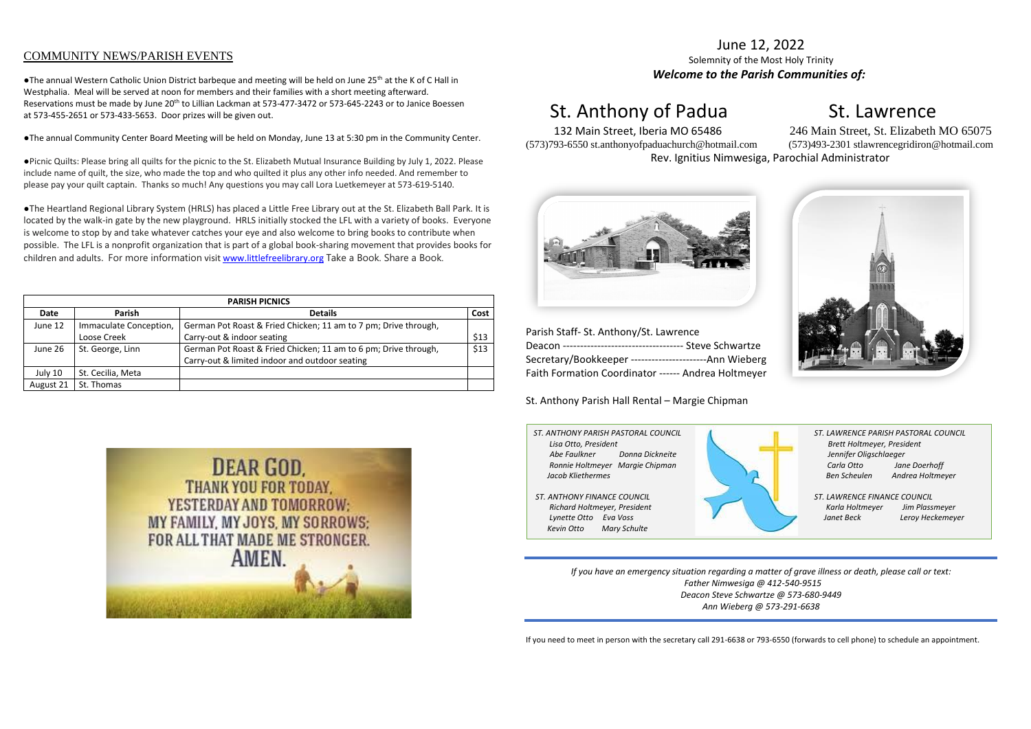## COMMUNITY NEWS/PARISH EVENTS

●The annual Western Catholic Union District barbeque and meeting will be held on June 25th at the K of C Hall in Westphalia. Meal will be served at noon for members and their families with a short meeting afterward. Reservations must be made by June 20th to Lillian Lackman at 573-477-3472 or 573-645-2243 or to Janice Boessen at 573-455-2651 or 573-433-5653. Door prizes will be given out.

●The annual Community Center Board Meeting will be held on Monday, June 13 at 5:30 pm in the Community Center.

●Picnic Quilts: Please bring all quilts for the picnic to the St. Elizabeth Mutual Insurance Building by July 1, 2022. Please include name of quilt, the size, who made the top and who quilted it plus any other info needed. And remember to please pay your quilt captain. Thanks so much! Any questions you may call Lora Luetkemeyer at 573-619-5140.

●The Heartland Regional Library System (HRLS) has placed a Little Free Library out at the St. Elizabeth Ball Park. It is located by the walk-in gate by the new playground. HRLS initially stocked the LFL with a variety of books. Everyone is welcome to stop by and take whatever catches your eye and also welcome to bring books to contribute when possible. The LFL is a nonprofit organization that is part of a global book-sharing movement that provides books for children and adults. For more information visit www.littlefreelibrary.org Take a Book. Share a Book.

**PARISH PICNICS**

| Date | Parish | Details | Cost |
|---|---|---|---|
| June 12 | Immaculate Conception, Loose Creek | German Pot Roast & Fried Chicken; 11 am to 7 pm; Drive through, Carry-out & indoor seating | $13 |
| June 26 | St. George, Linn | German Pot Roast & Fried Chicken; 11 am to 6 pm; Drive through, Carry-out & limited indoor and outdoor seating | $13 |
| July 10 | St. Cecilia, Meta | | |
| August 21 | St. Thomas | | |

DEAR GOD, THANK YOU FOR TODAY, YESTERDAY AND TOMORROW; MY FAMILY, MY JOYS, MY SORROWS; FOR ALL THAT MADE ME STRONGER. AMEN.

June 12, 2022

Solemnity of the Most Holy Trinity

***Welcome to the Parish Communities of:***

# St. Anthony of Padua

132 Main Street, Iberia MO 65486

(573)793-6550 st.anthonyofpaduachurch@hotmail.com

# St. Lawrence

246 Main Street, St. Elizabeth MO 65075

(573)493-2301 stlawrencegridiron@hotmail.com

Rev. Ignitius Nimwesiga, Parochial Administrator

Parish Staff- St. Anthony/St. Lawrence

Deacon ----------------------------------- Steve Schwartze

Secretary/Bookkeeper ----------------------Ann Wieberg

Faith Formation Coordinator ------ Andrea Holtmeyer

St. Anthony Parish Hall Rental – Margie Chipman

*ST. ANTHONY PARISH PASTORAL COUNCIL*
*Lisa Otto, President*
*Abe Faulkner  Donna Dickneite*
*Ronnie Holtmeyer  Margie Chipman*
*Jacob Kliethermes*

*ST. ANTHONY FINANCE COUNCIL*
*Richard Holtmeyer, President*
*Lynette Otto  Eva Voss*
*Kevin Otto  Mary Schulte*

*ST. LAWRENCE PARISH PASTORAL COUNCIL*
*Brett Holtmeyer, President*
*Jennifer Oligschlaeger*
*Carla Otto  Jane Doerhoff*
*Ben Scheulen  Andrea Holtmeyer*

*ST. LAWRENCE FINANCE COUNCIL*
*Karla Holtmeyer  Jim Plassmeyer*
*Janet Beck  Leroy Heckemeyer*

*If you have an emergency situation regarding a matter of grave illness or death, please call or text:*
*Father Nimwesiga @ 412-540-9515*
*Deacon Steve Schwartze @ 573-680-9449*
*Ann Wieberg @ 573-291-6638*

If you need to meet in person with the secretary call 291-6638 or 793-6550 (forwards to cell phone) to schedule an appointment.